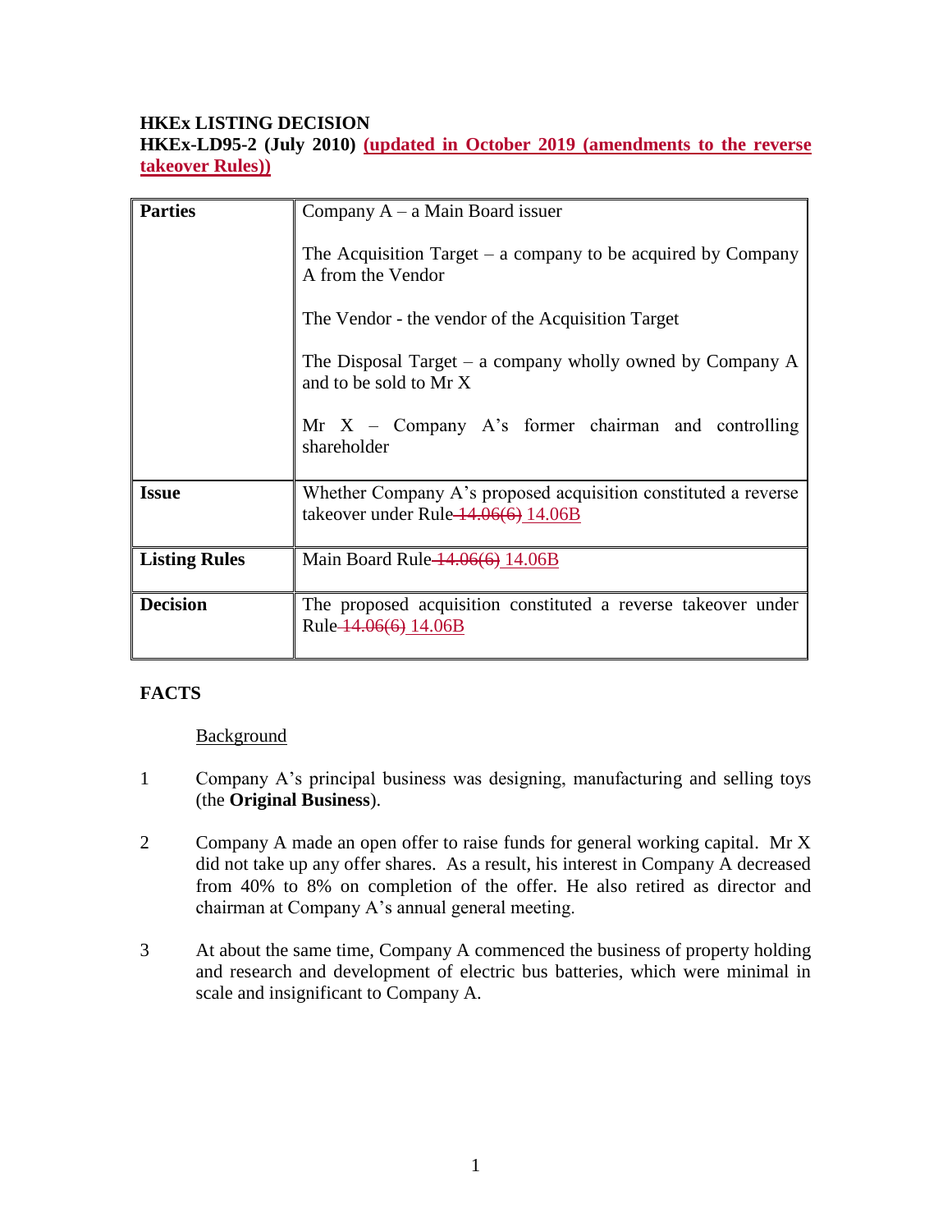**HKEx LISTING DECISION**
**HKEx-LD95-2 (July 2010) (updated in October 2019 (amendments to the reverse takeover Rules))**

| Parties | |
|---|---|
| **Parties** | Company A – a Main Board issuer<br><br>The Acquisition Target – a company to be acquired by Company A from the Vendor<br><br>The Vendor - the vendor of the Acquisition Target<br><br>The Disposal Target – a company wholly owned by Company A and to be sold to Mr X<br><br>Mr X – Company A's former chairman and controlling shareholder |
| **Issue** | Whether Company A's proposed acquisition constituted a reverse takeover under Rule ~~14.06(6)~~ 14.06B |
| **Listing Rules** | Main Board Rule ~~14.06(6)~~ 14.06B |
| **Decision** | The proposed acquisition constituted a reverse takeover under Rule ~~14.06(6)~~ 14.06B |

**FACTS**

Background

1 Company A's principal business was designing, manufacturing and selling toys (the **Original Business**).

2 Company A made an open offer to raise funds for general working capital. Mr X did not take up any offer shares. As a result, his interest in Company A decreased from 40% to 8% on completion of the offer. He also retired as director and chairman at Company A's annual general meeting.

3 At about the same time, Company A commenced the business of property holding and research and development of electric bus batteries, which were minimal in scale and insignificant to Company A.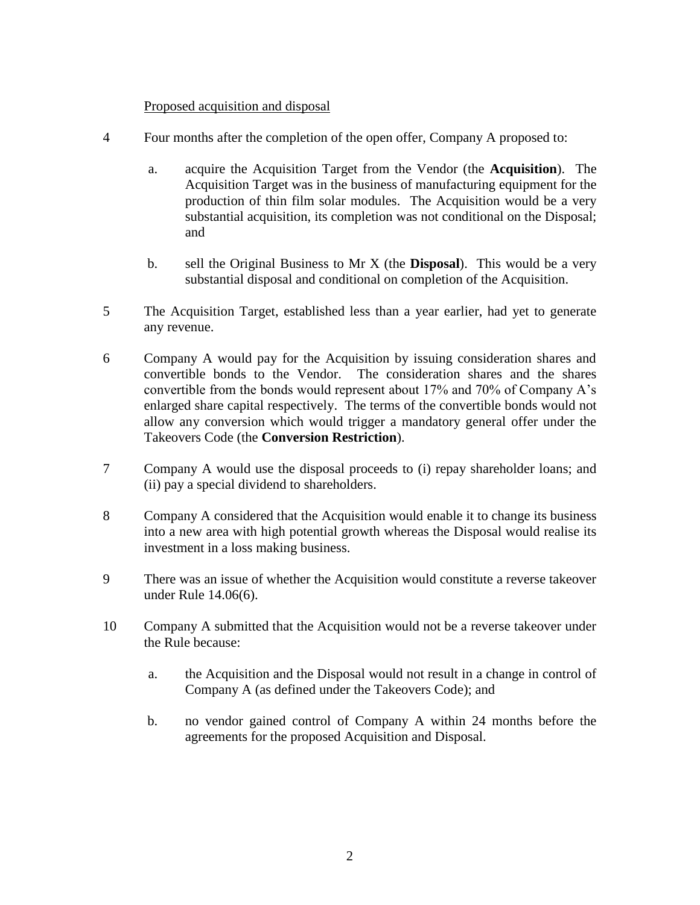Proposed acquisition and disposal

4 Four months after the completion of the open offer, Company A proposed to:

   a. acquire the Acquisition Target from the Vendor (the **Acquisition**). The Acquisition Target was in the business of manufacturing equipment for the production of thin film solar modules. The Acquisition would be a very substantial acquisition, its completion was not conditional on the Disposal; and

   b. sell the Original Business to Mr X (the **Disposal**). This would be a very substantial disposal and conditional on completion of the Acquisition.

5 The Acquisition Target, established less than a year earlier, had yet to generate any revenue.

6 Company A would pay for the Acquisition by issuing consideration shares and convertible bonds to the Vendor. The consideration shares and the shares convertible from the bonds would represent about 17% and 70% of Company A's enlarged share capital respectively. The terms of the convertible bonds would not allow any conversion which would trigger a mandatory general offer under the Takeovers Code (the **Conversion Restriction**).

7 Company A would use the disposal proceeds to (i) repay shareholder loans; and (ii) pay a special dividend to shareholders.

8 Company A considered that the Acquisition would enable it to change its business into a new area with high potential growth whereas the Disposal would realise its investment in a loss making business.

9 There was an issue of whether the Acquisition would constitute a reverse takeover under Rule 14.06(6).

10 Company A submitted that the Acquisition would not be a reverse takeover under the Rule because:

   a. the Acquisition and the Disposal would not result in a change in control of Company A (as defined under the Takeovers Code); and

   b. no vendor gained control of Company A within 24 months before the agreements for the proposed Acquisition and Disposal.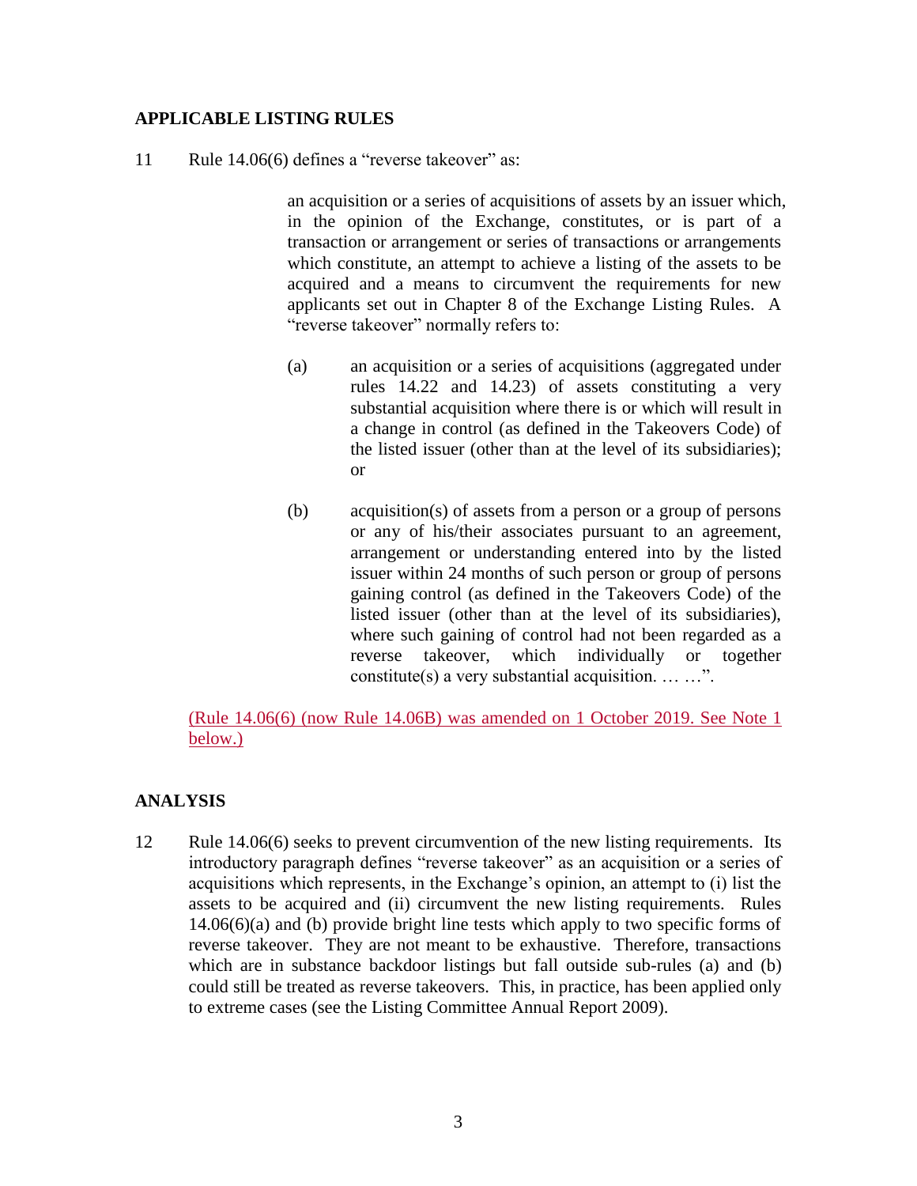## APPLICABLE LISTING RULES

11 Rule 14.06(6) defines a "reverse takeover" as:

> an acquisition or a series of acquisitions of assets by an issuer which, in the opinion of the Exchange, constitutes, or is part of a transaction or arrangement or series of transactions or arrangements which constitute, an attempt to achieve a listing of the assets to be acquired and a means to circumvent the requirements for new applicants set out in Chapter 8 of the Exchange Listing Rules. A "reverse takeover" normally refers to:
>
> (a) an acquisition or a series of acquisitions (aggregated under rules 14.22 and 14.23) of assets constituting a very substantial acquisition where there is or which will result in a change in control (as defined in the Takeovers Code) of the listed issuer (other than at the level of its subsidiaries); or
>
> (b) acquisition(s) of assets from a person or a group of persons or any of his/their associates pursuant to an agreement, arrangement or understanding entered into by the listed issuer within 24 months of such person or group of persons gaining control (as defined in the Takeovers Code) of the listed issuer (other than at the level of its subsidiaries), where such gaining of control had not been regarded as a reverse takeover, which individually or together constitute(s) a very substantial acquisition. … …".

(Rule 14.06(6) (now Rule 14.06B) was amended on 1 October 2019. See Note 1 below.)

## ANALYSIS

12 Rule 14.06(6) seeks to prevent circumvention of the new listing requirements. Its introductory paragraph defines "reverse takeover" as an acquisition or a series of acquisitions which represents, in the Exchange's opinion, an attempt to (i) list the assets to be acquired and (ii) circumvent the new listing requirements. Rules 14.06(6)(a) and (b) provide bright line tests which apply to two specific forms of reverse takeover. They are not meant to be exhaustive. Therefore, transactions which are in substance backdoor listings but fall outside sub-rules (a) and (b) could still be treated as reverse takeovers. This, in practice, has been applied only to extreme cases (see the Listing Committee Annual Report 2009).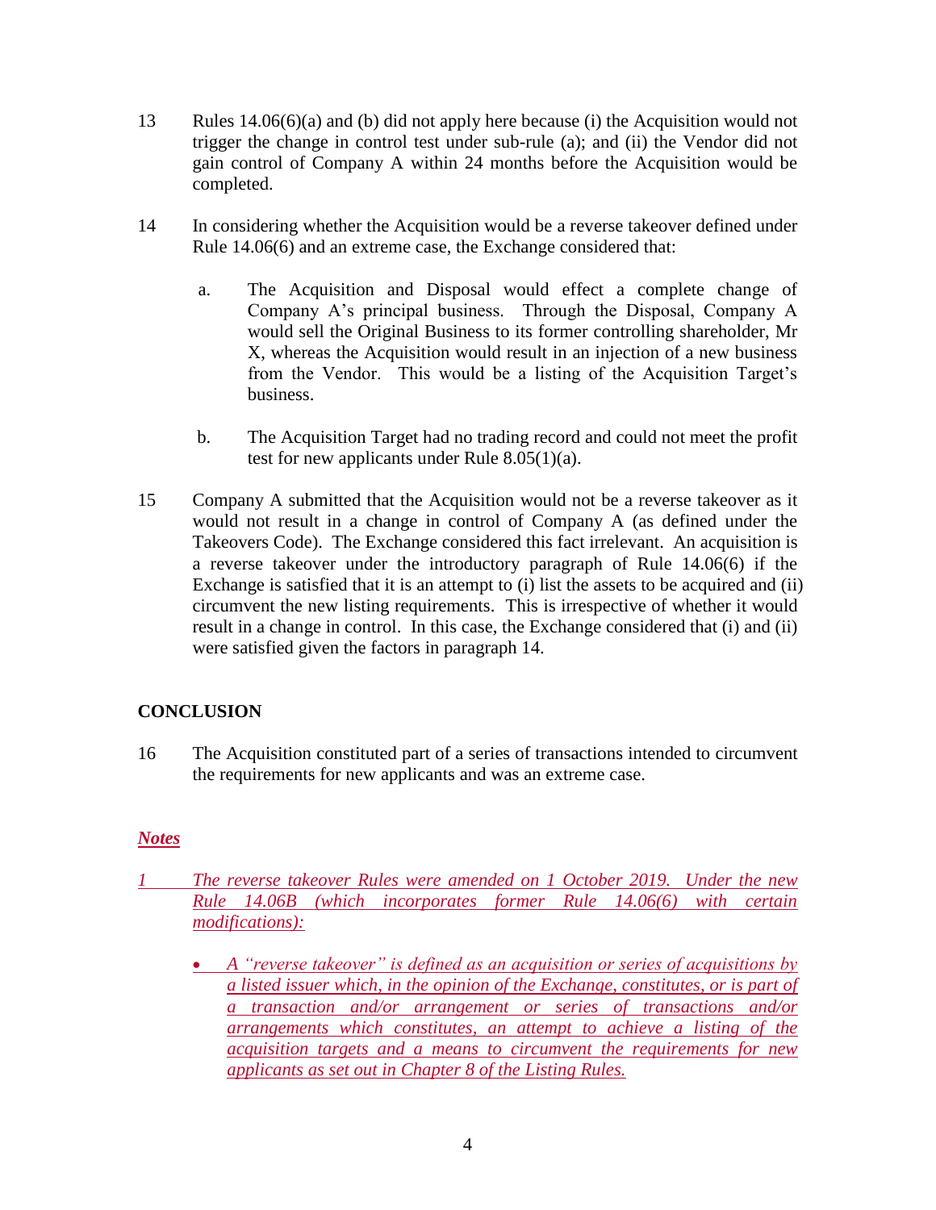13 Rules 14.06(6)(a) and (b) did not apply here because (i) the Acquisition would not trigger the change in control test under sub-rule (a); and (ii) the Vendor did not gain control of Company A within 24 months before the Acquisition would be completed.

14 In considering whether the Acquisition would be a reverse takeover defined under Rule 14.06(6) and an extreme case, the Exchange considered that:

a. The Acquisition and Disposal would effect a complete change of Company A's principal business. Through the Disposal, Company A would sell the Original Business to its former controlling shareholder, Mr X, whereas the Acquisition would result in an injection of a new business from the Vendor. This would be a listing of the Acquisition Target's business.

b. The Acquisition Target had no trading record and could not meet the profit test for new applicants under Rule 8.05(1)(a).

15 Company A submitted that the Acquisition would not be a reverse takeover as it would not result in a change in control of Company A (as defined under the Takeovers Code). The Exchange considered this fact irrelevant. An acquisition is a reverse takeover under the introductory paragraph of Rule 14.06(6) if the Exchange is satisfied that it is an attempt to (i) list the assets to be acquired and (ii) circumvent the new listing requirements. This is irrespective of whether it would result in a change in control. In this case, the Exchange considered that (i) and (ii) were satisfied given the factors in paragraph 14.

## CONCLUSION

16 The Acquisition constituted part of a series of transactions intended to circumvent the requirements for new applicants and was an extreme case.

***Notes***

*1 The reverse takeover Rules were amended on 1 October 2019. Under the new Rule 14.06B (which incorporates former Rule 14.06(6) with certain modifications):*

- *A "reverse takeover" is defined as an acquisition or series of acquisitions by a listed issuer which, in the opinion of the Exchange, constitutes, or is part of a transaction and/or arrangement or series of transactions and/or arrangements which constitutes, an attempt to achieve a listing of the acquisition targets and a means to circumvent the requirements for new applicants as set out in Chapter 8 of the Listing Rules.*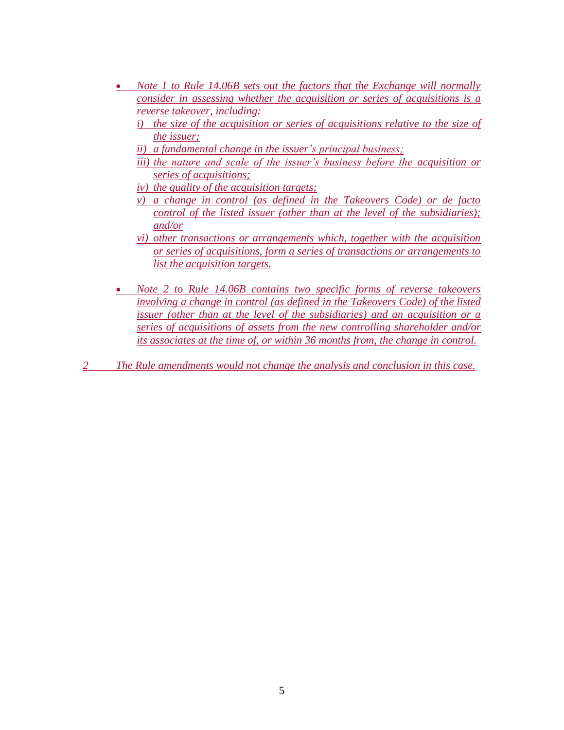- *Note 1 to Rule 14.06B sets out the factors that the Exchange will normally consider in assessing whether the acquisition or series of acquisitions is a reverse takeover, including:*
  - *i) the size of the acquisition or series of acquisitions relative to the size of the issuer;*
  - *ii) a fundamental change in the issuer's principal business;*
  - *iii) the nature and scale of the issuer's business before the acquisition or series of acquisitions;*
  - *iv) the quality of the acquisition targets;*
  - *v) a change in control (as defined in the Takeovers Code) or de facto control of the listed issuer (other than at the level of the subsidiaries); and/or*
  - *vi) other transactions or arrangements which, together with the acquisition or series of acquisitions, form a series of transactions or arrangements to list the acquisition targets.*

- *Note 2 to Rule 14.06B contains two specific forms of reverse takeovers involving a change in control (as defined in the Takeovers Code) of the listed issuer (other than at the level of the subsidiaries) and an acquisition or a series of acquisitions of assets from the new controlling shareholder and/or its associates at the time of, or within 36 months from, the change in control.*

*2 The Rule amendments would not change the analysis and conclusion in this case.*